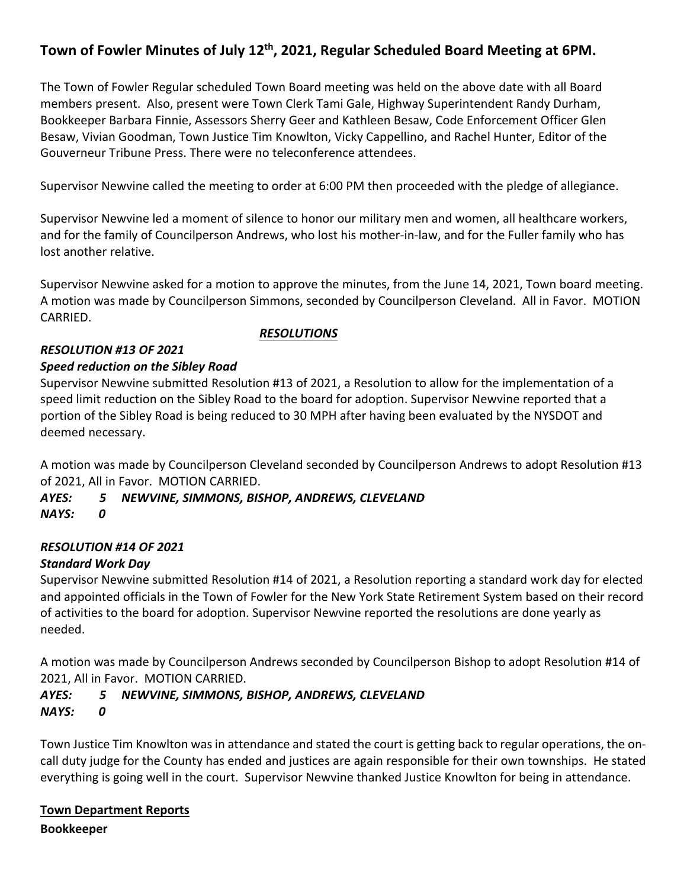# Town of Fowler Minutes of July 12th, 2021, Regular Scheduled Board Meeting at 6PM.

The Town of Fowler Regular scheduled Town Board meeting was held on the above date with all Board members present. Also, present were Town Clerk Tami Gale, Highway Superintendent Randy Durham, Bookkeeper Barbara Finnie, Assessors Sherry Geer and Kathleen Besaw, Code Enforcement Officer Glen Besaw, Vivian Goodman, Town Justice Tim Knowlton, Vicky Cappellino, and Rachel Hunter, Editor of the Gouverneur Tribune Press. There were no teleconference attendees.

Supervisor Newvine called the meeting to order at 6:00 PM then proceeded with the pledge of allegiance.

Supervisor Newvine led a moment of silence to honor our military men and women, all healthcare workers, and for the family of Councilperson Andrews, who lost his mother-in-law, and for the Fuller family who has lost another relative.

Supervisor Newvine asked for a motion to approve the minutes, from the June 14, 2021, Town board meeting. A motion was made by Councilperson Simmons, seconded by Councilperson Cleveland. All in Favor. MOTION CARRIED.

***RESOLUTIONS***

***RESOLUTION #13 OF 2021***

***Speed reduction on the Sibley Road***

Supervisor Newvine submitted Resolution #13 of 2021, a Resolution to allow for the implementation of a speed limit reduction on the Sibley Road to the board for adoption. Supervisor Newvine reported that a portion of the Sibley Road is being reduced to 30 MPH after having been evaluated by the NYSDOT and deemed necessary.

A motion was made by Councilperson Cleveland seconded by Councilperson Andrews to adopt Resolution #13 of 2021, All in Favor. MOTION CARRIED.

***AYES: 5 NEWVINE, SIMMONS, BISHOP, ANDREWS, CLEVELAND***
***NAYS: 0***

***RESOLUTION #14 OF 2021***

***Standard Work Day***

Supervisor Newvine submitted Resolution #14 of 2021, a Resolution reporting a standard work day for elected and appointed officials in the Town of Fowler for the New York State Retirement System based on their record of activities to the board for adoption. Supervisor Newvine reported the resolutions are done yearly as needed.

A motion was made by Councilperson Andrews seconded by Councilperson Bishop to adopt Resolution #14 of 2021, All in Favor. MOTION CARRIED.

***AYES: 5 NEWVINE, SIMMONS, BISHOP, ANDREWS, CLEVELAND***
***NAYS: 0***

Town Justice Tim Knowlton was in attendance and stated the court is getting back to regular operations, the on-call duty judge for the County has ended and justices are again responsible for their own townships. He stated everything is going well in the court. Supervisor Newvine thanked Justice Knowlton for being in attendance.

**Town Department Reports**

**Bookkeeper**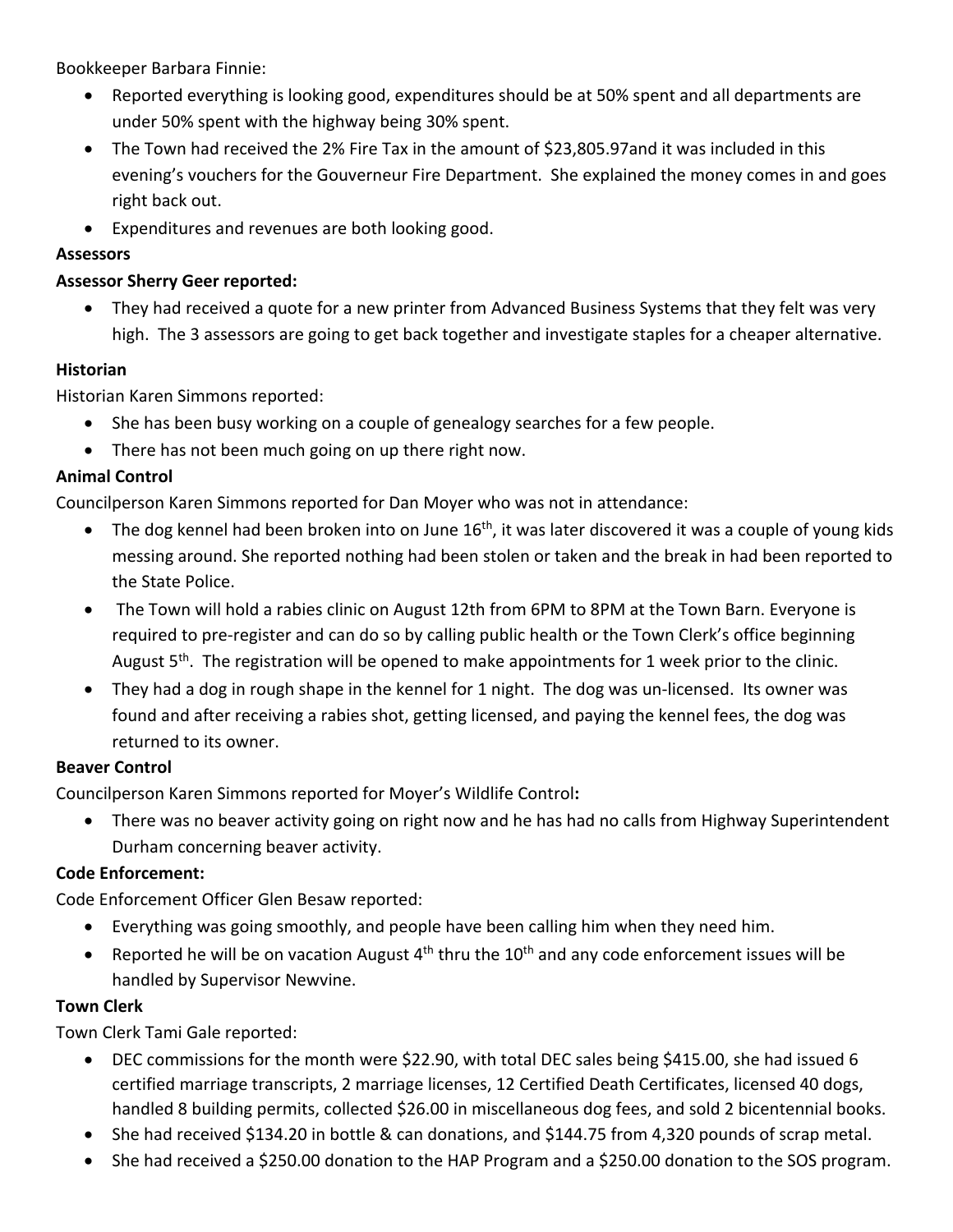Bookkeeper Barbara Finnie:

- Reported everything is looking good, expenditures should be at 50% spent and all departments are under 50% spent with the highway being 30% spent.
- The Town had received the 2% Fire Tax in the amount of $23,805.97and it was included in this evening's vouchers for the Gouverneur Fire Department. She explained the money comes in and goes right back out.
- Expenditures and revenues are both looking good.

**Assessors**

**Assessor Sherry Geer reported:**

- They had received a quote for a new printer from Advanced Business Systems that they felt was very high. The 3 assessors are going to get back together and investigate staples for a cheaper alternative.

**Historian**

Historian Karen Simmons reported:

- She has been busy working on a couple of genealogy searches for a few people.
- There has not been much going on up there right now.

**Animal Control**

Councilperson Karen Simmons reported for Dan Moyer who was not in attendance:

- The dog kennel had been broken into on June 16th, it was later discovered it was a couple of young kids messing around. She reported nothing had been stolen or taken and the break in had been reported to the State Police.
- The Town will hold a rabies clinic on August 12th from 6PM to 8PM at the Town Barn. Everyone is required to pre-register and can do so by calling public health or the Town Clerk's office beginning August 5th. The registration will be opened to make appointments for 1 week prior to the clinic.
- They had a dog in rough shape in the kennel for 1 night. The dog was un-licensed. Its owner was found and after receiving a rabies shot, getting licensed, and paying the kennel fees, the dog was returned to its owner.

**Beaver Control**

Councilperson Karen Simmons reported for Moyer's Wildlife Control**:**

- There was no beaver activity going on right now and he has had no calls from Highway Superintendent Durham concerning beaver activity.

**Code Enforcement:**

Code Enforcement Officer Glen Besaw reported:

- Everything was going smoothly, and people have been calling him when they need him.
- Reported he will be on vacation August 4th thru the 10th and any code enforcement issues will be handled by Supervisor Newvine.

**Town Clerk**

Town Clerk Tami Gale reported:

- DEC commissions for the month were $22.90, with total DEC sales being $415.00, she had issued 6 certified marriage transcripts, 2 marriage licenses, 12 Certified Death Certificates, licensed 40 dogs, handled 8 building permits, collected $26.00 in miscellaneous dog fees, and sold 2 bicentennial books.
- She had received $134.20 in bottle & can donations, and $144.75 from 4,320 pounds of scrap metal.
- She had received a $250.00 donation to the HAP Program and a $250.00 donation to the SOS program.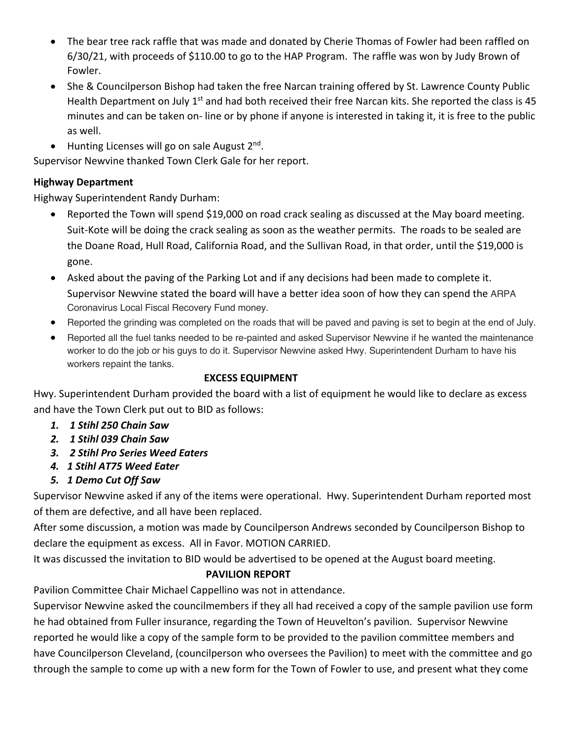- The bear tree rack raffle that was made and donated by Cherie Thomas of Fowler had been raffled on 6/30/21, with proceeds of $110.00 to go to the HAP Program. The raffle was won by Judy Brown of Fowler.
- She & Councilperson Bishop had taken the free Narcan training offered by St. Lawrence County Public Health Department on July 1st and had both received their free Narcan kits. She reported the class is 45 minutes and can be taken on- line or by phone if anyone is interested in taking it, it is free to the public as well.
- Hunting Licenses will go on sale August 2nd.

Supervisor Newvine thanked Town Clerk Gale for her report.

**Highway Department**

Highway Superintendent Randy Durham:

- Reported the Town will spend $19,000 on road crack sealing as discussed at the May board meeting. Suit-Kote will be doing the crack sealing as soon as the weather permits. The roads to be sealed are the Doane Road, Hull Road, California Road, and the Sullivan Road, in that order, until the $19,000 is gone.
- Asked about the paving of the Parking Lot and if any decisions had been made to complete it. Supervisor Newvine stated the board will have a better idea soon of how they can spend the ARPA Coronavirus Local Fiscal Recovery Fund money.
- Reported the grinding was completed on the roads that will be paved and paving is set to begin at the end of July.
- Reported all the fuel tanks needed to be re-painted and asked Supervisor Newvine if he wanted the maintenance worker to do the job or his guys to do it. Supervisor Newvine asked Hwy. Superintendent Durham to have his workers repaint the tanks.

**EXCESS EQUIPMENT**

Hwy. Superintendent Durham provided the board with a list of equipment he would like to declare as excess and have the Town Clerk put out to BID as follows:

1. ***1 Stihl 250 Chain Saw***
2. ***1 Stihl 039 Chain Saw***
3. ***2 Stihl Pro Series Weed Eaters***
4. ***1 Stihl AT75 Weed Eater***
5. ***1 Demo Cut Off Saw***

Supervisor Newvine asked if any of the items were operational. Hwy. Superintendent Durham reported most of them are defective, and all have been replaced.

After some discussion, a motion was made by Councilperson Andrews seconded by Councilperson Bishop to declare the equipment as excess. All in Favor. MOTION CARRIED.

It was discussed the invitation to BID would be advertised to be opened at the August board meeting.

**PAVILION REPORT**

Pavilion Committee Chair Michael Cappellino was not in attendance.

Supervisor Newvine asked the councilmembers if they all had received a copy of the sample pavilion use form he had obtained from Fuller insurance, regarding the Town of Heuvelton's pavilion. Supervisor Newvine reported he would like a copy of the sample form to be provided to the pavilion committee members and have Councilperson Cleveland, (councilperson who oversees the Pavilion) to meet with the committee and go through the sample to come up with a new form for the Town of Fowler to use, and present what they come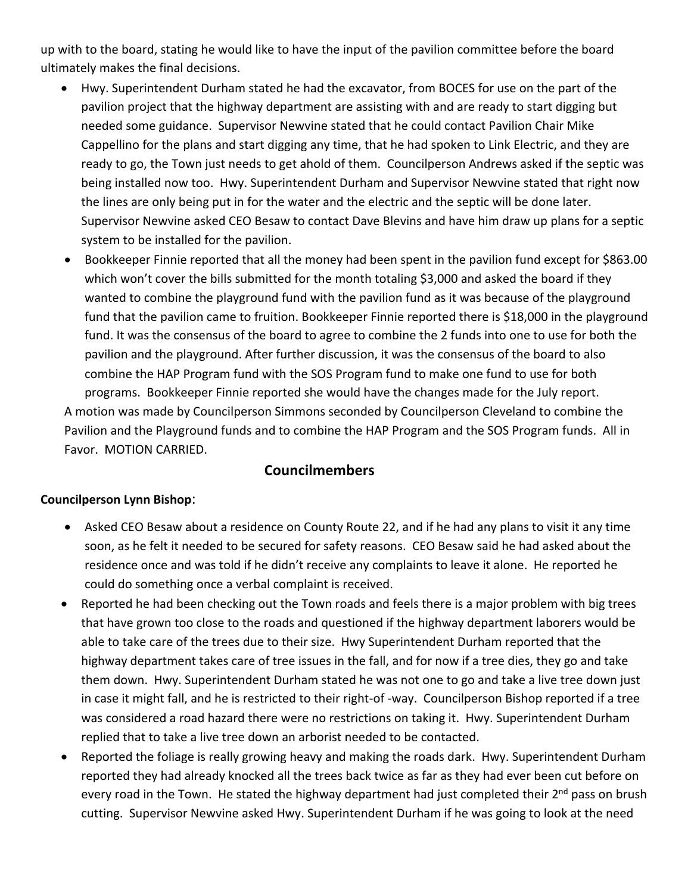up with to the board, stating he would like to have the input of the pavilion committee before the board ultimately makes the final decisions.

- Hwy. Superintendent Durham stated he had the excavator, from BOCES for use on the part of the pavilion project that the highway department are assisting with and are ready to start digging but needed some guidance. Supervisor Newvine stated that he could contact Pavilion Chair Mike Cappellino for the plans and start digging any time, that he had spoken to Link Electric, and they are ready to go, the Town just needs to get ahold of them. Councilperson Andrews asked if the septic was being installed now too. Hwy. Superintendent Durham and Supervisor Newvine stated that right now the lines are only being put in for the water and the electric and the septic will be done later. Supervisor Newvine asked CEO Besaw to contact Dave Blevins and have him draw up plans for a septic system to be installed for the pavilion.
- Bookkeeper Finnie reported that all the money had been spent in the pavilion fund except for $863.00 which won't cover the bills submitted for the month totaling $3,000 and asked the board if they wanted to combine the playground fund with the pavilion fund as it was because of the playground fund that the pavilion came to fruition. Bookkeeper Finnie reported there is $18,000 in the playground fund. It was the consensus of the board to agree to combine the 2 funds into one to use for both the pavilion and the playground. After further discussion, it was the consensus of the board to also combine the HAP Program fund with the SOS Program fund to make one fund to use for both programs. Bookkeeper Finnie reported she would have the changes made for the July report.

A motion was made by Councilperson Simmons seconded by Councilperson Cleveland to combine the Pavilion and the Playground funds and to combine the HAP Program and the SOS Program funds. All in Favor. MOTION CARRIED.

## Councilmembers

**Councilperson Lynn Bishop**:

- Asked CEO Besaw about a residence on County Route 22, and if he had any plans to visit it any time soon, as he felt it needed to be secured for safety reasons. CEO Besaw said he had asked about the residence once and was told if he didn't receive any complaints to leave it alone. He reported he could do something once a verbal complaint is received.
- Reported he had been checking out the Town roads and feels there is a major problem with big trees that have grown too close to the roads and questioned if the highway department laborers would be able to take care of the trees due to their size. Hwy Superintendent Durham reported that the highway department takes care of tree issues in the fall, and for now if a tree dies, they go and take them down. Hwy. Superintendent Durham stated he was not one to go and take a live tree down just in case it might fall, and he is restricted to their right-of -way. Councilperson Bishop reported if a tree was considered a road hazard there were no restrictions on taking it. Hwy. Superintendent Durham replied that to take a live tree down an arborist needed to be contacted.
- Reported the foliage is really growing heavy and making the roads dark. Hwy. Superintendent Durham reported they had already knocked all the trees back twice as far as they had ever been cut before on every road in the Town. He stated the highway department had just completed their 2nd pass on brush cutting. Supervisor Newvine asked Hwy. Superintendent Durham if he was going to look at the need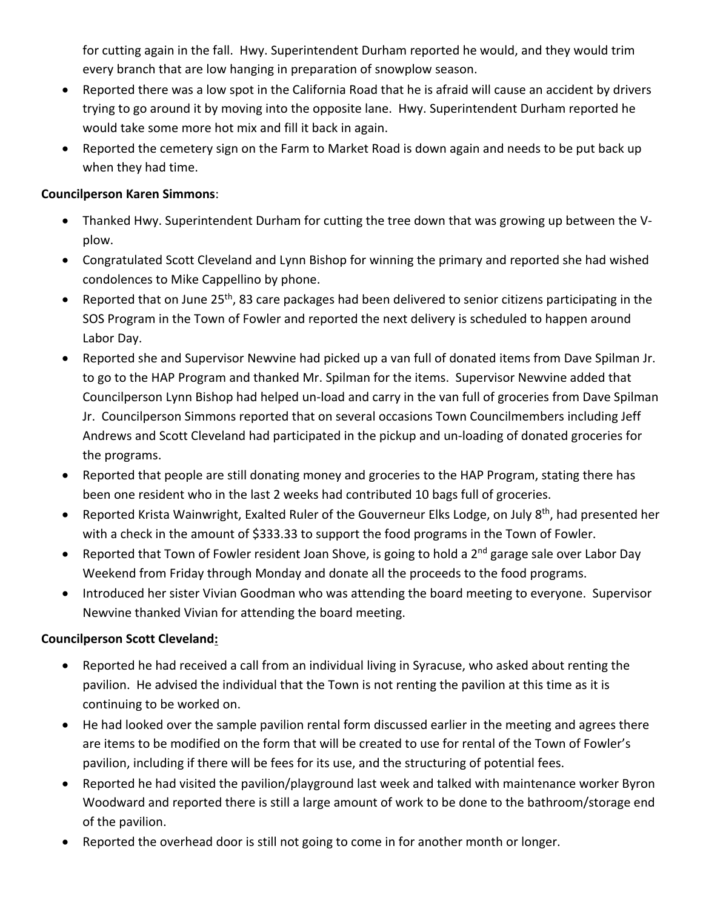for cutting again in the fall. Hwy. Superintendent Durham reported he would, and they would trim every branch that are low hanging in preparation of snowplow season.

- Reported there was a low spot in the California Road that he is afraid will cause an accident by drivers trying to go around it by moving into the opposite lane. Hwy. Superintendent Durham reported he would take some more hot mix and fill it back in again.
- Reported the cemetery sign on the Farm to Market Road is down again and needs to be put back up when they had time.

**Councilperson Karen Simmons**:

- Thanked Hwy. Superintendent Durham for cutting the tree down that was growing up between the V-plow.
- Congratulated Scott Cleveland and Lynn Bishop for winning the primary and reported she had wished condolences to Mike Cappellino by phone.
- Reported that on June 25th, 83 care packages had been delivered to senior citizens participating in the SOS Program in the Town of Fowler and reported the next delivery is scheduled to happen around Labor Day.
- Reported she and Supervisor Newvine had picked up a van full of donated items from Dave Spilman Jr. to go to the HAP Program and thanked Mr. Spilman for the items. Supervisor Newvine added that Councilperson Lynn Bishop had helped un-load and carry in the van full of groceries from Dave Spilman Jr. Councilperson Simmons reported that on several occasions Town Councilmembers including Jeff Andrews and Scott Cleveland had participated in the pickup and un-loading of donated groceries for the programs.
- Reported that people are still donating money and groceries to the HAP Program, stating there has been one resident who in the last 2 weeks had contributed 10 bags full of groceries.
- Reported Krista Wainwright, Exalted Ruler of the Gouverneur Elks Lodge, on July 8th, had presented her with a check in the amount of $333.33 to support the food programs in the Town of Fowler.
- Reported that Town of Fowler resident Joan Shove, is going to hold a 2nd garage sale over Labor Day Weekend from Friday through Monday and donate all the proceeds to the food programs.
- Introduced her sister Vivian Goodman who was attending the board meeting to everyone. Supervisor Newvine thanked Vivian for attending the board meeting.

**Councilperson Scott Cleveland:**

- Reported he had received a call from an individual living in Syracuse, who asked about renting the pavilion. He advised the individual that the Town is not renting the pavilion at this time as it is continuing to be worked on.
- He had looked over the sample pavilion rental form discussed earlier in the meeting and agrees there are items to be modified on the form that will be created to use for rental of the Town of Fowler's pavilion, including if there will be fees for its use, and the structuring of potential fees.
- Reported he had visited the pavilion/playground last week and talked with maintenance worker Byron Woodward and reported there is still a large amount of work to be done to the bathroom/storage end of the pavilion.
- Reported the overhead door is still not going to come in for another month or longer.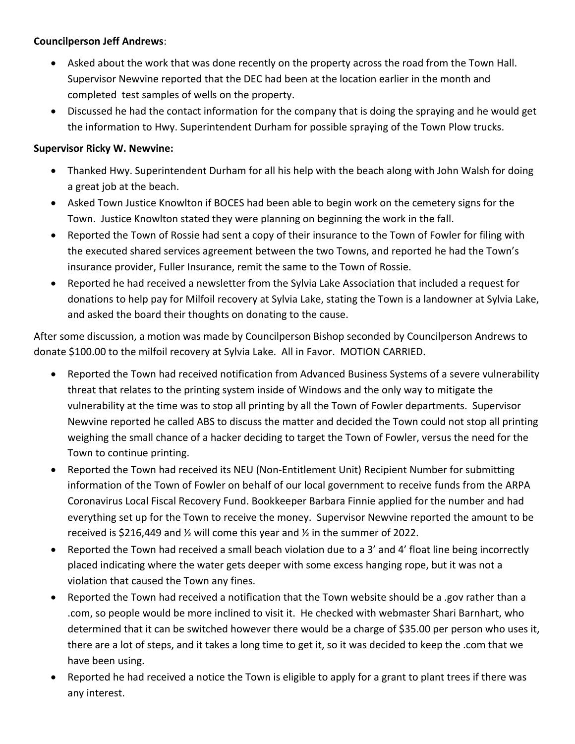**Councilperson Jeff Andrews**:

- Asked about the work that was done recently on the property across the road from the Town Hall. Supervisor Newvine reported that the DEC had been at the location earlier in the month and completed test samples of wells on the property.
- Discussed he had the contact information for the company that is doing the spraying and he would get the information to Hwy. Superintendent Durham for possible spraying of the Town Plow trucks.

**Supervisor Ricky W. Newvine:**

- Thanked Hwy. Superintendent Durham for all his help with the beach along with John Walsh for doing a great job at the beach.
- Asked Town Justice Knowlton if BOCES had been able to begin work on the cemetery signs for the Town. Justice Knowlton stated they were planning on beginning the work in the fall.
- Reported the Town of Rossie had sent a copy of their insurance to the Town of Fowler for filing with the executed shared services agreement between the two Towns, and reported he had the Town's insurance provider, Fuller Insurance, remit the same to the Town of Rossie.
- Reported he had received a newsletter from the Sylvia Lake Association that included a request for donations to help pay for Milfoil recovery at Sylvia Lake, stating the Town is a landowner at Sylvia Lake, and asked the board their thoughts on donating to the cause.

After some discussion, a motion was made by Councilperson Bishop seconded by Councilperson Andrews to donate $100.00 to the milfoil recovery at Sylvia Lake. All in Favor. MOTION CARRIED.

- Reported the Town had received notification from Advanced Business Systems of a severe vulnerability threat that relates to the printing system inside of Windows and the only way to mitigate the vulnerability at the time was to stop all printing by all the Town of Fowler departments. Supervisor Newvine reported he called ABS to discuss the matter and decided the Town could not stop all printing weighing the small chance of a hacker deciding to target the Town of Fowler, versus the need for the Town to continue printing.
- Reported the Town had received its NEU (Non-Entitlement Unit) Recipient Number for submitting information of the Town of Fowler on behalf of our local government to receive funds from the ARPA Coronavirus Local Fiscal Recovery Fund. Bookkeeper Barbara Finnie applied for the number and had everything set up for the Town to receive the money. Supervisor Newvine reported the amount to be received is $216,449 and ½ will come this year and ½ in the summer of 2022.
- Reported the Town had received a small beach violation due to a 3' and 4' float line being incorrectly placed indicating where the water gets deeper with some excess hanging rope, but it was not a violation that caused the Town any fines.
- Reported the Town had received a notification that the Town website should be a .gov rather than a .com, so people would be more inclined to visit it. He checked with webmaster Shari Barnhart, who determined that it can be switched however there would be a charge of $35.00 per person who uses it, there are a lot of steps, and it takes a long time to get it, so it was decided to keep the .com that we have been using.
- Reported he had received a notice the Town is eligible to apply for a grant to plant trees if there was any interest.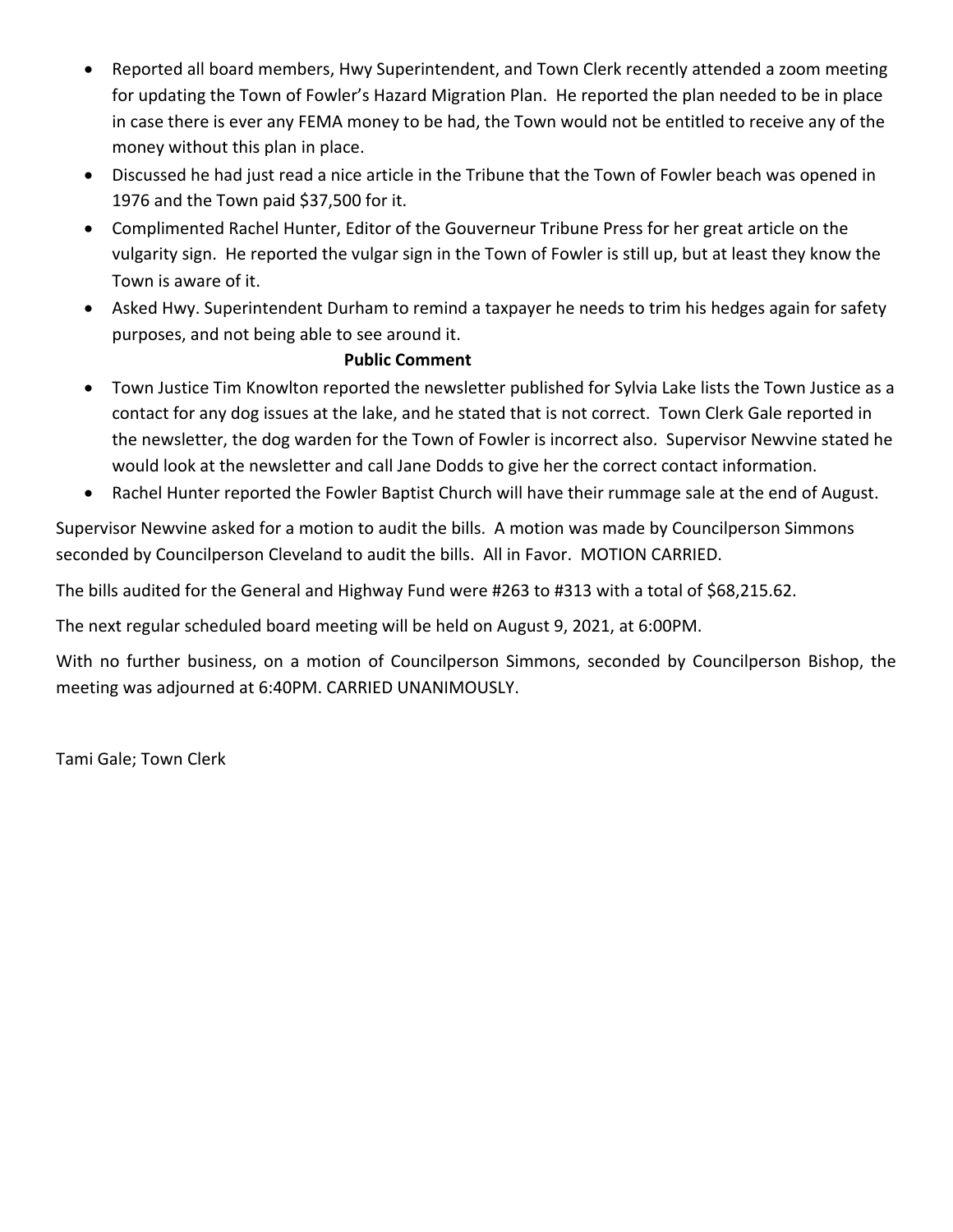- Reported all board members, Hwy Superintendent, and Town Clerk recently attended a zoom meeting for updating the Town of Fowler's Hazard Migration Plan. He reported the plan needed to be in place in case there is ever any FEMA money to be had, the Town would not be entitled to receive any of the money without this plan in place.
- Discussed he had just read a nice article in the Tribune that the Town of Fowler beach was opened in 1976 and the Town paid $37,500 for it.
- Complimented Rachel Hunter, Editor of the Gouverneur Tribune Press for her great article on the vulgarity sign. He reported the vulgar sign in the Town of Fowler is still up, but at least they know the Town is aware of it.
- Asked Hwy. Superintendent Durham to remind a taxpayer he needs to trim his hedges again for safety purposes, and not being able to see around it.

**Public Comment**

- Town Justice Tim Knowlton reported the newsletter published for Sylvia Lake lists the Town Justice as a contact for any dog issues at the lake, and he stated that is not correct. Town Clerk Gale reported in the newsletter, the dog warden for the Town of Fowler is incorrect also. Supervisor Newvine stated he would look at the newsletter and call Jane Dodds to give her the correct contact information.
- Rachel Hunter reported the Fowler Baptist Church will have their rummage sale at the end of August.

Supervisor Newvine asked for a motion to audit the bills. A motion was made by Councilperson Simmons seconded by Councilperson Cleveland to audit the bills. All in Favor. MOTION CARRIED.

The bills audited for the General and Highway Fund were #263 to #313 with a total of $68,215.62.

The next regular scheduled board meeting will be held on August 9, 2021, at 6:00PM.

With no further business, on a motion of Councilperson Simmons, seconded by Councilperson Bishop, the meeting was adjourned at 6:40PM. CARRIED UNANIMOUSLY.

Tami Gale; Town Clerk